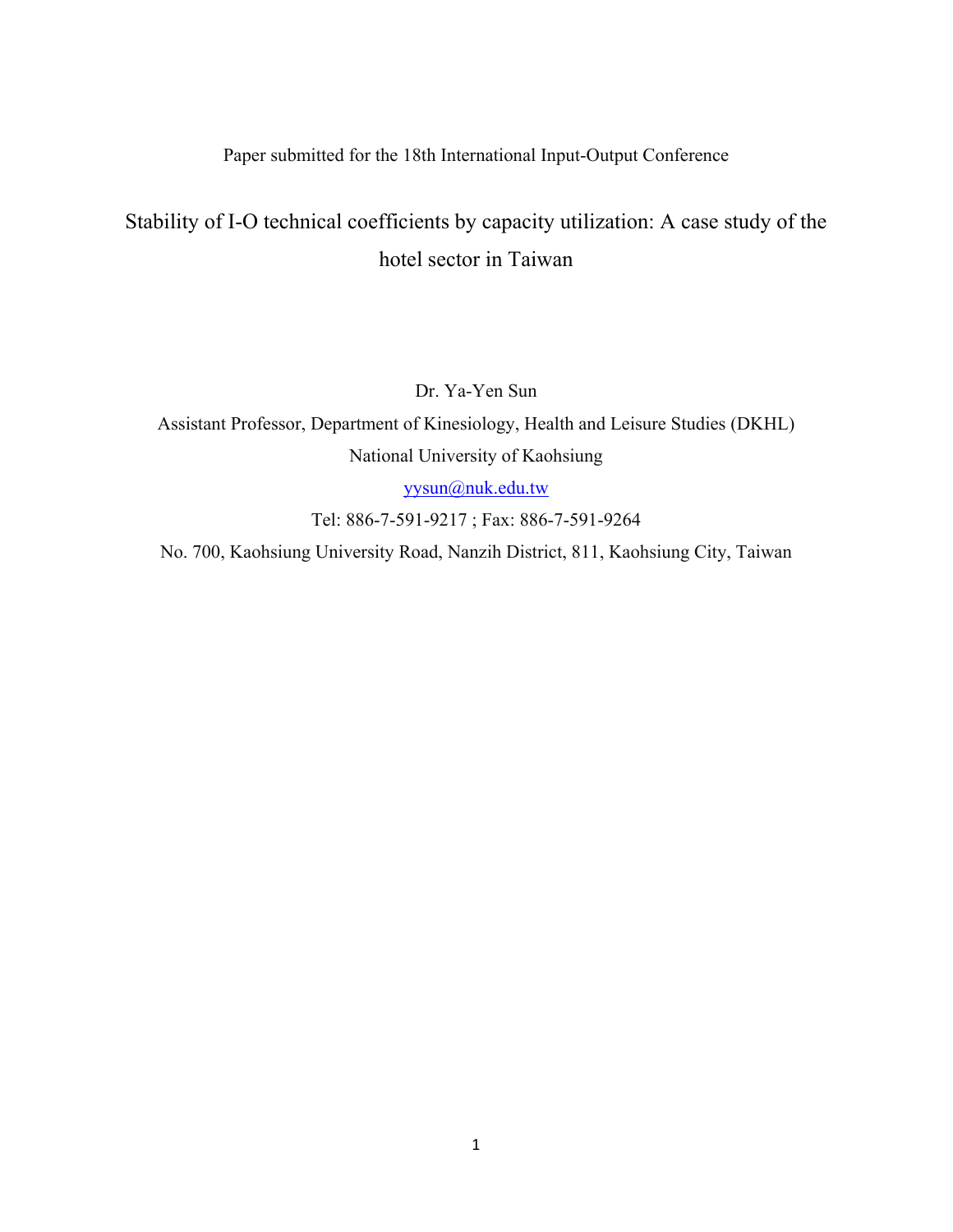Paper submitted for the 18th International Input-Output Conference

# Stability of I-O technical coefficients by capacity utilization: A case study of the hotel sector in Taiwan

Dr. Ya-Yen Sun

Assistant Professor, Department of Kinesiology, Health and Leisure Studies (DKHL)

National University of Kaohsiung

yysun@nuk.edu.tw

Tel: 886-7-591-9217 ; Fax: 886-7-591-9264

No. 700, Kaohsiung University Road, Nanzih District, 811, Kaohsiung City, Taiwan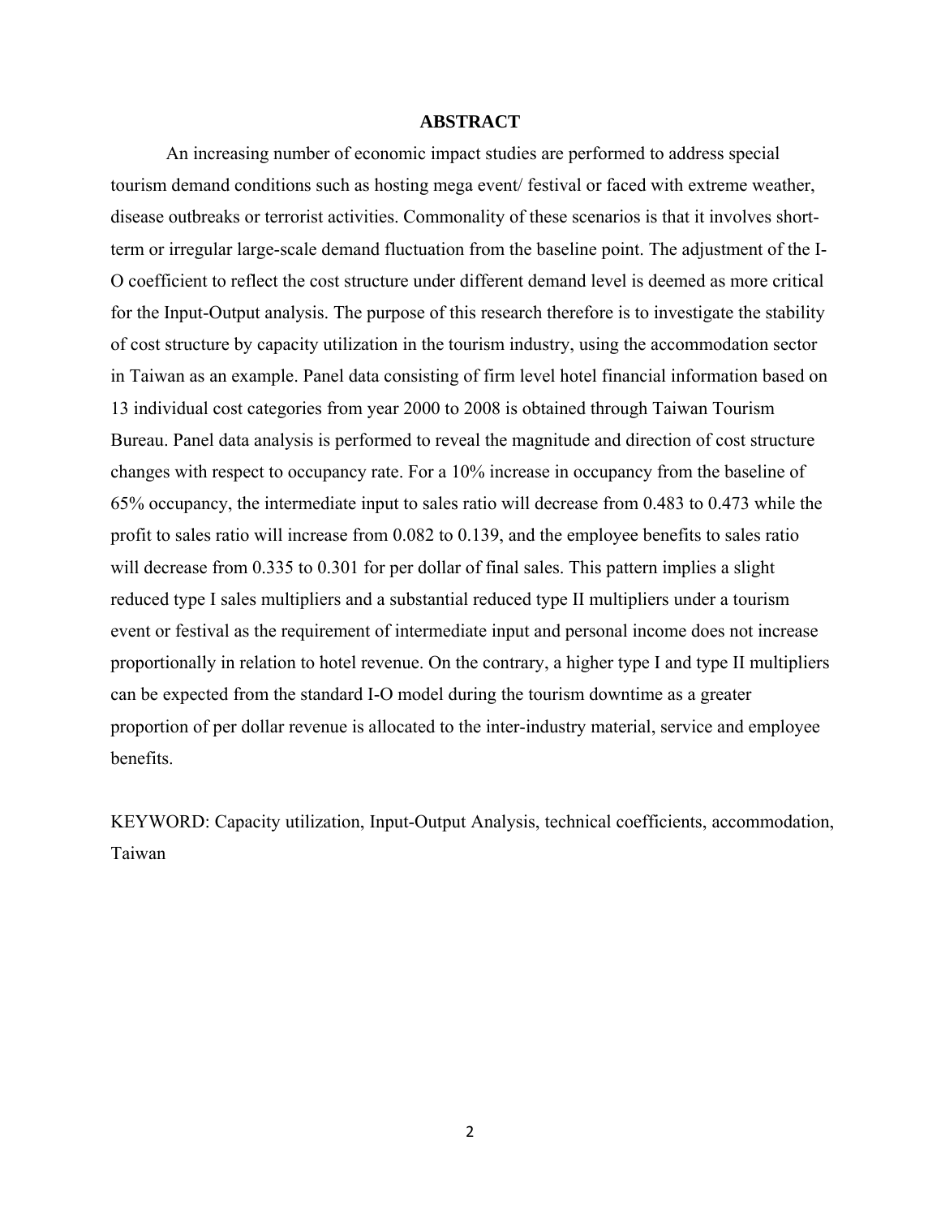## ABSTRACT

An increasing number of economic impact studies are performed to address special tourism demand conditions such as hosting mega event/ festival or faced with extreme weather, disease outbreaks or terrorist activities. Commonality of these scenarios is that it involves short-term or irregular large-scale demand fluctuation from the baseline point. The adjustment of the I-O coefficient to reflect the cost structure under different demand level is deemed as more critical for the Input-Output analysis. The purpose of this research therefore is to investigate the stability of cost structure by capacity utilization in the tourism industry, using the accommodation sector in Taiwan as an example. Panel data consisting of firm level hotel financial information based on 13 individual cost categories from year 2000 to 2008 is obtained through Taiwan Tourism Bureau. Panel data analysis is performed to reveal the magnitude and direction of cost structure changes with respect to occupancy rate. For a 10% increase in occupancy from the baseline of 65% occupancy, the intermediate input to sales ratio will decrease from 0.483 to 0.473 while the profit to sales ratio will increase from 0.082 to 0.139, and the employee benefits to sales ratio will decrease from 0.335 to 0.301 for per dollar of final sales. This pattern implies a slight reduced type I sales multipliers and a substantial reduced type II multipliers under a tourism event or festival as the requirement of intermediate input and personal income does not increase proportionally in relation to hotel revenue. On the contrary, a higher type I and type II multipliers can be expected from the standard I-O model during the tourism downtime as a greater proportion of per dollar revenue is allocated to the inter-industry material, service and employee benefits.

KEYWORD: Capacity utilization, Input-Output Analysis, technical coefficients, accommodation, Taiwan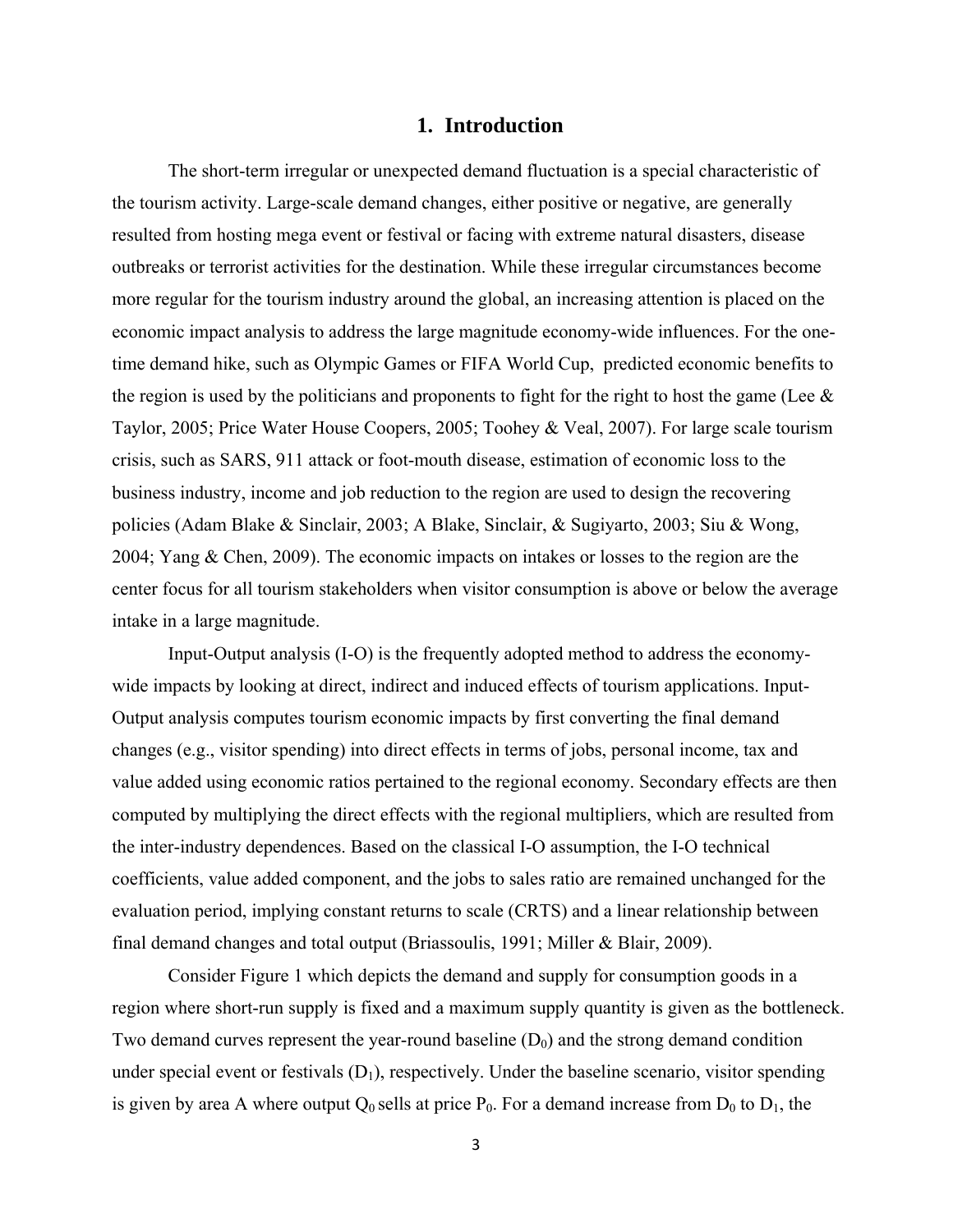# 1. Introduction

The short-term irregular or unexpected demand fluctuation is a special characteristic of the tourism activity. Large-scale demand changes, either positive or negative, are generally resulted from hosting mega event or festival or facing with extreme natural disasters, disease outbreaks or terrorist activities for the destination. While these irregular circumstances become more regular for the tourism industry around the global, an increasing attention is placed on the economic impact analysis to address the large magnitude economy-wide influences. For the one-time demand hike, such as Olympic Games or FIFA World Cup, predicted economic benefits to the region is used by the politicians and proponents to fight for the right to host the game (Lee & Taylor, 2005; Price Water House Coopers, 2005; Toohey & Veal, 2007). For large scale tourism crisis, such as SARS, 911 attack or foot-mouth disease, estimation of economic loss to the business industry, income and job reduction to the region are used to design the recovering policies (Adam Blake & Sinclair, 2003; A Blake, Sinclair, & Sugiyarto, 2003; Siu & Wong, 2004; Yang & Chen, 2009). The economic impacts on intakes or losses to the region are the center focus for all tourism stakeholders when visitor consumption is above or below the average intake in a large magnitude.

Input-Output analysis (I-O) is the frequently adopted method to address the economy-wide impacts by looking at direct, indirect and induced effects of tourism applications. Input-Output analysis computes tourism economic impacts by first converting the final demand changes (e.g., visitor spending) into direct effects in terms of jobs, personal income, tax and value added using economic ratios pertained to the regional economy. Secondary effects are then computed by multiplying the direct effects with the regional multipliers, which are resulted from the inter-industry dependences. Based on the classical I-O assumption, the I-O technical coefficients, value added component, and the jobs to sales ratio are remained unchanged for the evaluation period, implying constant returns to scale (CRTS) and a linear relationship between final demand changes and total output (Briassoulis, 1991; Miller & Blair, 2009).

Consider Figure 1 which depicts the demand and supply for consumption goods in a region where short-run supply is fixed and a maximum supply quantity is given as the bottleneck. Two demand curves represent the year-round baseline ($D_0$) and the strong demand condition under special event or festivals ($D_1$), respectively. Under the baseline scenario, visitor spending is given by area A where output $Q_0$ sells at price $P_0$. For a demand increase from $D_0$ to $D_1$, the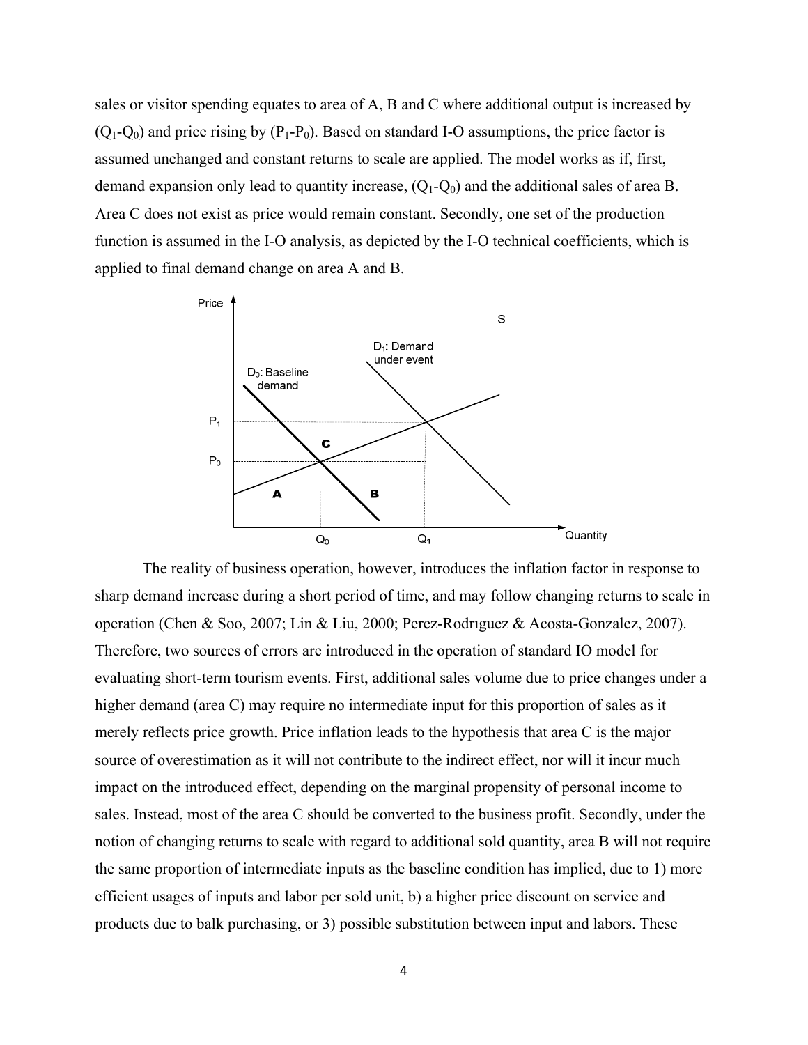sales or visitor spending equates to area of A, B and C where additional output is increased by ($Q_1$-$Q_0$) and price rising by ($P_1$-$P_0$). Based on standard I-O assumptions, the price factor is assumed unchanged and constant returns to scale are applied. The model works as if, first, demand expansion only lead to quantity increase, ($Q_1$-$Q_0$) and the additional sales of area B. Area C does not exist as price would remain constant. Secondly, one set of the production function is assumed in the I-O analysis, as depicted by the I-O technical coefficients, which is applied to final demand change on area A and B.

The reality of business operation, however, introduces the inflation factor in response to sharp demand increase during a short period of time, and may follow changing returns to scale in operation (Chen & Soo, 2007; Lin & Liu, 2000; Perez-Rodrıguez & Acosta-Gonzalez, 2007). Therefore, two sources of errors are introduced in the operation of standard IO model for evaluating short-term tourism events. First, additional sales volume due to price changes under a higher demand (area C) may require no intermediate input for this proportion of sales as it merely reflects price growth. Price inflation leads to the hypothesis that area C is the major source of overestimation as it will not contribute to the indirect effect, nor will it incur much impact on the introduced effect, depending on the marginal propensity of personal income to sales. Instead, most of the area C should be converted to the business profit. Secondly, under the notion of changing returns to scale with regard to additional sold quantity, area B will not require the same proportion of intermediate inputs as the baseline condition has implied, due to 1) more efficient usages of inputs and labor per sold unit, b) a higher price discount on service and products due to balk purchasing, or 3) possible substitution between input and labors. These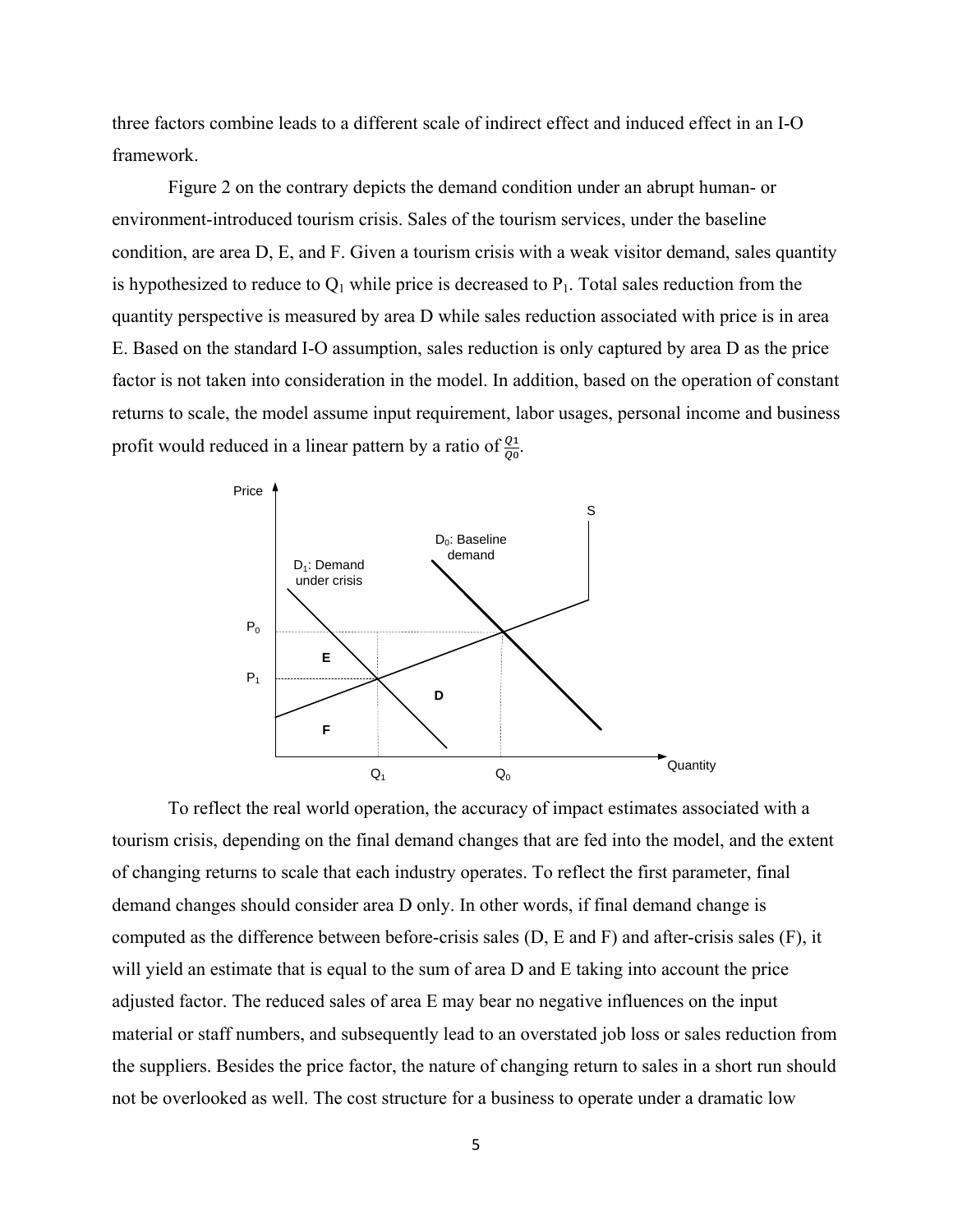three factors combine leads to a different scale of indirect effect and induced effect in an I-O framework.

Figure 2 on the contrary depicts the demand condition under an abrupt human- or environment-introduced tourism crisis. Sales of the tourism services, under the baseline condition, are area D, E, and F. Given a tourism crisis with a weak visitor demand, sales quantity is hypothesized to reduce to $Q_1$ while price is decreased to $P_1$. Total sales reduction from the quantity perspective is measured by area D while sales reduction associated with price is in area E. Based on the standard I-O assumption, sales reduction is only captured by area D as the price factor is not taken into consideration in the model. In addition, based on the operation of constant returns to scale, the model assume input requirement, labor usages, personal income and business profit would reduced in a linear pattern by a ratio of $\frac{Q1}{Q0}$.

To reflect the real world operation, the accuracy of impact estimates associated with a tourism crisis, depending on the final demand changes that are fed into the model, and the extent of changing returns to scale that each industry operates. To reflect the first parameter, final demand changes should consider area D only. In other words, if final demand change is computed as the difference between before-crisis sales (D, E and F) and after-crisis sales (F), it will yield an estimate that is equal to the sum of area D and E taking into account the price adjusted factor. The reduced sales of area E may bear no negative influences on the input material or staff numbers, and subsequently lead to an overstated job loss or sales reduction from the suppliers. Besides the price factor, the nature of changing return to sales in a short run should not be overlooked as well. The cost structure for a business to operate under a dramatic low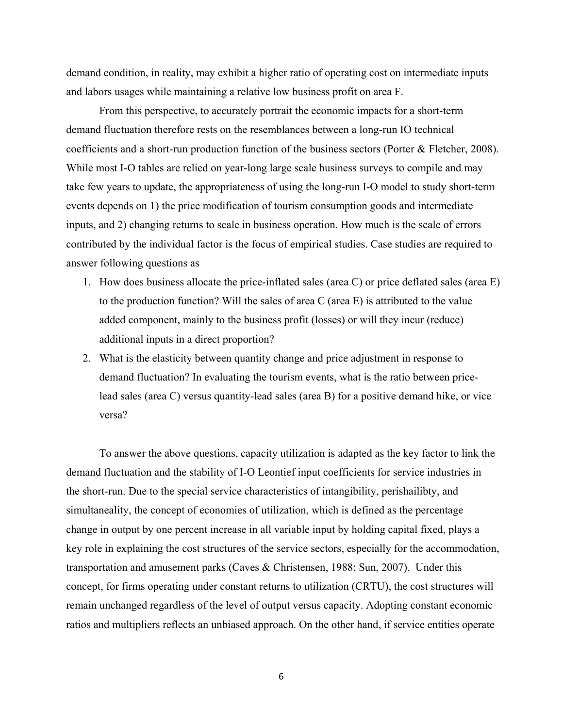demand condition, in reality, may exhibit a higher ratio of operating cost on intermediate inputs and labors usages while maintaining a relative low business profit on area F.

From this perspective, to accurately portrait the economic impacts for a short-term demand fluctuation therefore rests on the resemblances between a long-run IO technical coefficients and a short-run production function of the business sectors (Porter & Fletcher, 2008). While most I-O tables are relied on year-long large scale business surveys to compile and may take few years to update, the appropriateness of using the long-run I-O model to study short-term events depends on 1) the price modification of tourism consumption goods and intermediate inputs, and 2) changing returns to scale in business operation. How much is the scale of errors contributed by the individual factor is the focus of empirical studies. Case studies are required to answer following questions as

1. How does business allocate the price-inflated sales (area C) or price deflated sales (area E) to the production function? Will the sales of area C (area E) is attributed to the value added component, mainly to the business profit (losses) or will they incur (reduce) additional inputs in a direct proportion?
2. What is the elasticity between quantity change and price adjustment in response to demand fluctuation? In evaluating the tourism events, what is the ratio between price-lead sales (area C) versus quantity-lead sales (area B) for a positive demand hike, or vice versa?

To answer the above questions, capacity utilization is adapted as the key factor to link the demand fluctuation and the stability of I-O Leontief input coefficients for service industries in the short-run. Due to the special service characteristics of intangibility, perishailibty, and simultaneality, the concept of economies of utilization, which is defined as the percentage change in output by one percent increase in all variable input by holding capital fixed, plays a key role in explaining the cost structures of the service sectors, especially for the accommodation, transportation and amusement parks (Caves & Christensen, 1988; Sun, 2007). Under this concept, for firms operating under constant returns to utilization (CRTU), the cost structures will remain unchanged regardless of the level of output versus capacity. Adopting constant economic ratios and multipliers reflects an unbiased approach. On the other hand, if service entities operate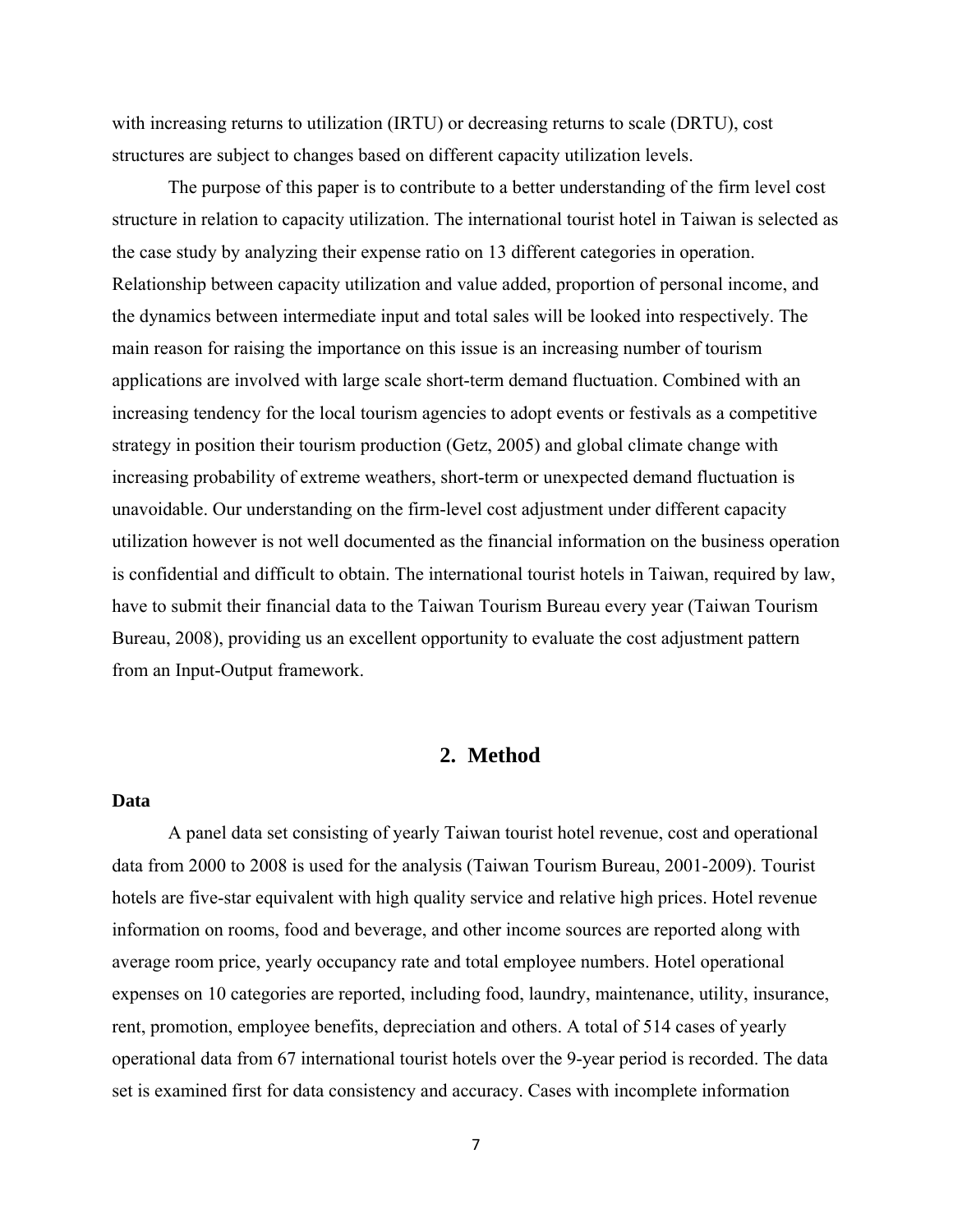with increasing returns to utilization (IRTU) or decreasing returns to scale (DRTU), cost structures are subject to changes based on different capacity utilization levels.

The purpose of this paper is to contribute to a better understanding of the firm level cost structure in relation to capacity utilization. The international tourist hotel in Taiwan is selected as the case study by analyzing their expense ratio on 13 different categories in operation. Relationship between capacity utilization and value added, proportion of personal income, and the dynamics between intermediate input and total sales will be looked into respectively. The main reason for raising the importance on this issue is an increasing number of tourism applications are involved with large scale short-term demand fluctuation. Combined with an increasing tendency for the local tourism agencies to adopt events or festivals as a competitive strategy in position their tourism production (Getz, 2005) and global climate change with increasing probability of extreme weathers, short-term or unexpected demand fluctuation is unavoidable. Our understanding on the firm-level cost adjustment under different capacity utilization however is not well documented as the financial information on the business operation is confidential and difficult to obtain. The international tourist hotels in Taiwan, required by law, have to submit their financial data to the Taiwan Tourism Bureau every year (Taiwan Tourism Bureau, 2008), providing us an excellent opportunity to evaluate the cost adjustment pattern from an Input-Output framework.

## 2. Method

**Data**

A panel data set consisting of yearly Taiwan tourist hotel revenue, cost and operational data from 2000 to 2008 is used for the analysis (Taiwan Tourism Bureau, 2001-2009). Tourist hotels are five-star equivalent with high quality service and relative high prices. Hotel revenue information on rooms, food and beverage, and other income sources are reported along with average room price, yearly occupancy rate and total employee numbers. Hotel operational expenses on 10 categories are reported, including food, laundry, maintenance, utility, insurance, rent, promotion, employee benefits, depreciation and others. A total of 514 cases of yearly operational data from 67 international tourist hotels over the 9-year period is recorded. The data set is examined first for data consistency and accuracy. Cases with incomplete information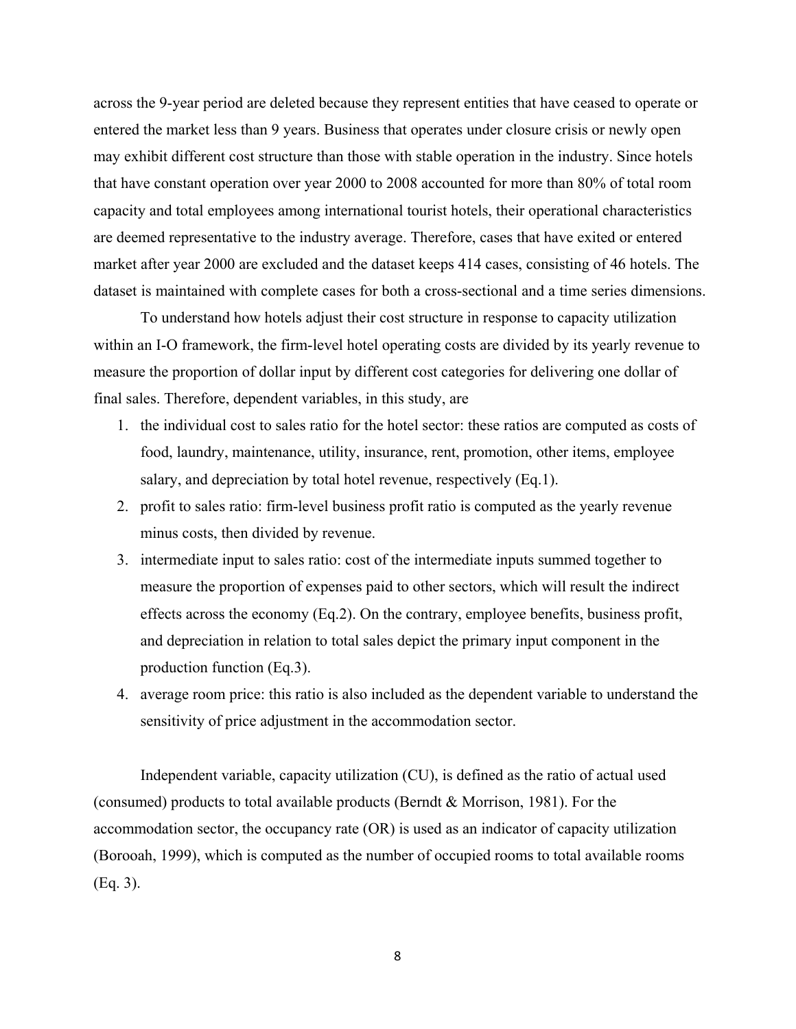across the 9-year period are deleted because they represent entities that have ceased to operate or entered the market less than 9 years. Business that operates under closure crisis or newly open may exhibit different cost structure than those with stable operation in the industry. Since hotels that have constant operation over year 2000 to 2008 accounted for more than 80% of total room capacity and total employees among international tourist hotels, their operational characteristics are deemed representative to the industry average. Therefore, cases that have exited or entered market after year 2000 are excluded and the dataset keeps 414 cases, consisting of 46 hotels. The dataset is maintained with complete cases for both a cross-sectional and a time series dimensions.

To understand how hotels adjust their cost structure in response to capacity utilization within an I-O framework, the firm-level hotel operating costs are divided by its yearly revenue to measure the proportion of dollar input by different cost categories for delivering one dollar of final sales. Therefore, dependent variables, in this study, are

1. the individual cost to sales ratio for the hotel sector: these ratios are computed as costs of food, laundry, maintenance, utility, insurance, rent, promotion, other items, employee salary, and depreciation by total hotel revenue, respectively (Eq.1).
2. profit to sales ratio: firm-level business profit ratio is computed as the yearly revenue minus costs, then divided by revenue.
3. intermediate input to sales ratio: cost of the intermediate inputs summed together to measure the proportion of expenses paid to other sectors, which will result the indirect effects across the economy (Eq.2). On the contrary, employee benefits, business profit, and depreciation in relation to total sales depict the primary input component in the production function (Eq.3).
4. average room price: this ratio is also included as the dependent variable to understand the sensitivity of price adjustment in the accommodation sector.

Independent variable, capacity utilization (CU), is defined as the ratio of actual used (consumed) products to total available products (Berndt & Morrison, 1981). For the accommodation sector, the occupancy rate (OR) is used as an indicator of capacity utilization (Borooah, 1999), which is computed as the number of occupied rooms to total available rooms (Eq. 3).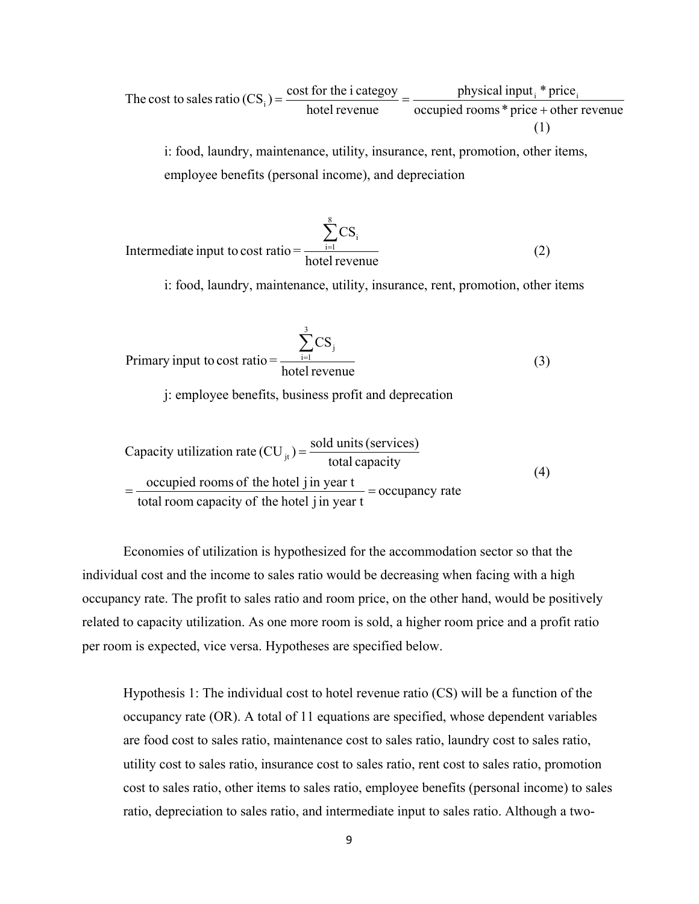$$\text{The cost to sales ratio } (\text{CS}_i) = \frac{\text{cost for the i categoy}}{\text{hotel revenue}} = \frac{\text{physical input}_i * \text{price}_i}{\text{occupied rooms} * \text{price} + \text{other revenue}} \quad (1)$$

i: food, laundry, maintenance, utility, insurance, rent, promotion, other items, employee benefits (personal income), and depreciation

$$\text{Intermediate input to cost ratio} = \frac{\sum_{i=1}^{8} \text{CS}_i}{\text{hotel revenue}} \quad (2)$$

i: food, laundry, maintenance, utility, insurance, rent, promotion, other items

$$\text{Primary input to cost ratio} = \frac{\sum_{i=1}^{3} \text{CS}_j}{\text{hotel revenue}} \quad (3)$$

j: employee benefits, business profit and deprecation

$$\text{Capacity utilization rate } (\text{CU}_{jt}) = \frac{\text{sold units (services)}}{\text{total capacity}} = \frac{\text{occupied rooms of the hotel j in year t}}{\text{total room capacity of the hotel j in year t}} = \text{occupancy rate} \quad (4)$$

Economies of utilization is hypothesized for the accommodation sector so that the individual cost and the income to sales ratio would be decreasing when facing with a high occupancy rate. The profit to sales ratio and room price, on the other hand, would be positively related to capacity utilization. As one more room is sold, a higher room price and a profit ratio per room is expected, vice versa. Hypotheses are specified below.

Hypothesis 1: The individual cost to hotel revenue ratio (CS) will be a function of the occupancy rate (OR). A total of 11 equations are specified, whose dependent variables are food cost to sales ratio, maintenance cost to sales ratio, laundry cost to sales ratio, utility cost to sales ratio, insurance cost to sales ratio, rent cost to sales ratio, promotion cost to sales ratio, other items to sales ratio, employee benefits (personal income) to sales ratio, depreciation to sales ratio, and intermediate input to sales ratio. Although a two-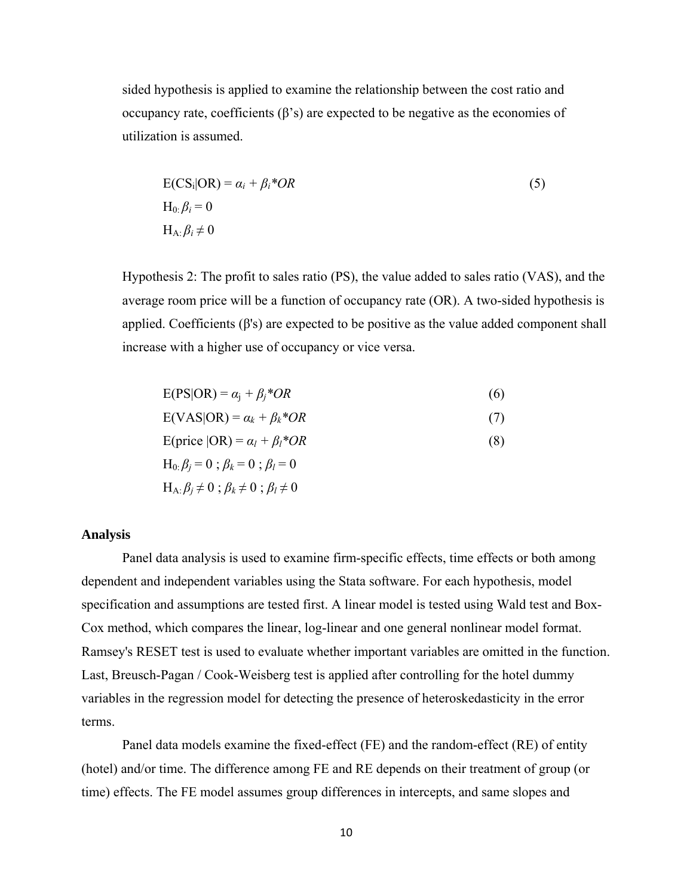sided hypothesis is applied to examine the relationship between the cost ratio and occupancy rate, coefficients (β's) are expected to be negative as the economies of utilization is assumed.

$$E(CS_i|OR) = \alpha_i + \beta_i * OR \tag{5}$$

$H_0: \beta_i = 0$

$H_A: \beta_i \neq 0$

Hypothesis 2: The profit to sales ratio (PS), the value added to sales ratio (VAS), and the average room price will be a function of occupancy rate (OR). A two-sided hypothesis is applied. Coefficients (β's) are expected to be positive as the value added component shall increase with a higher use of occupancy or vice versa.

$$E(PS|OR) = \alpha_j + \beta_j * OR \tag{6}$$

$$E(VAS|OR) = \alpha_k + \beta_k * OR \tag{7}$$

$$E(price\,|OR) = \alpha_l + \beta_l * OR \tag{8}$$

$H_0: \beta_j = 0$ ; $\beta_k = 0$ ; $\beta_l = 0$

$H_A: \beta_j \neq 0$ ; $\beta_k \neq 0$ ; $\beta_l \neq 0$

### Analysis

Panel data analysis is used to examine firm-specific effects, time effects or both among dependent and independent variables using the Stata software. For each hypothesis, model specification and assumptions are tested first. A linear model is tested using Wald test and Box-Cox method, which compares the linear, log-linear and one general nonlinear model format. Ramsey's RESET test is used to evaluate whether important variables are omitted in the function. Last, Breusch-Pagan / Cook-Weisberg test is applied after controlling for the hotel dummy variables in the regression model for detecting the presence of heteroskedasticity in the error terms.

Panel data models examine the fixed-effect (FE) and the random-effect (RE) of entity (hotel) and/or time. The difference among FE and RE depends on their treatment of group (or time) effects. The FE model assumes group differences in intercepts, and same slopes and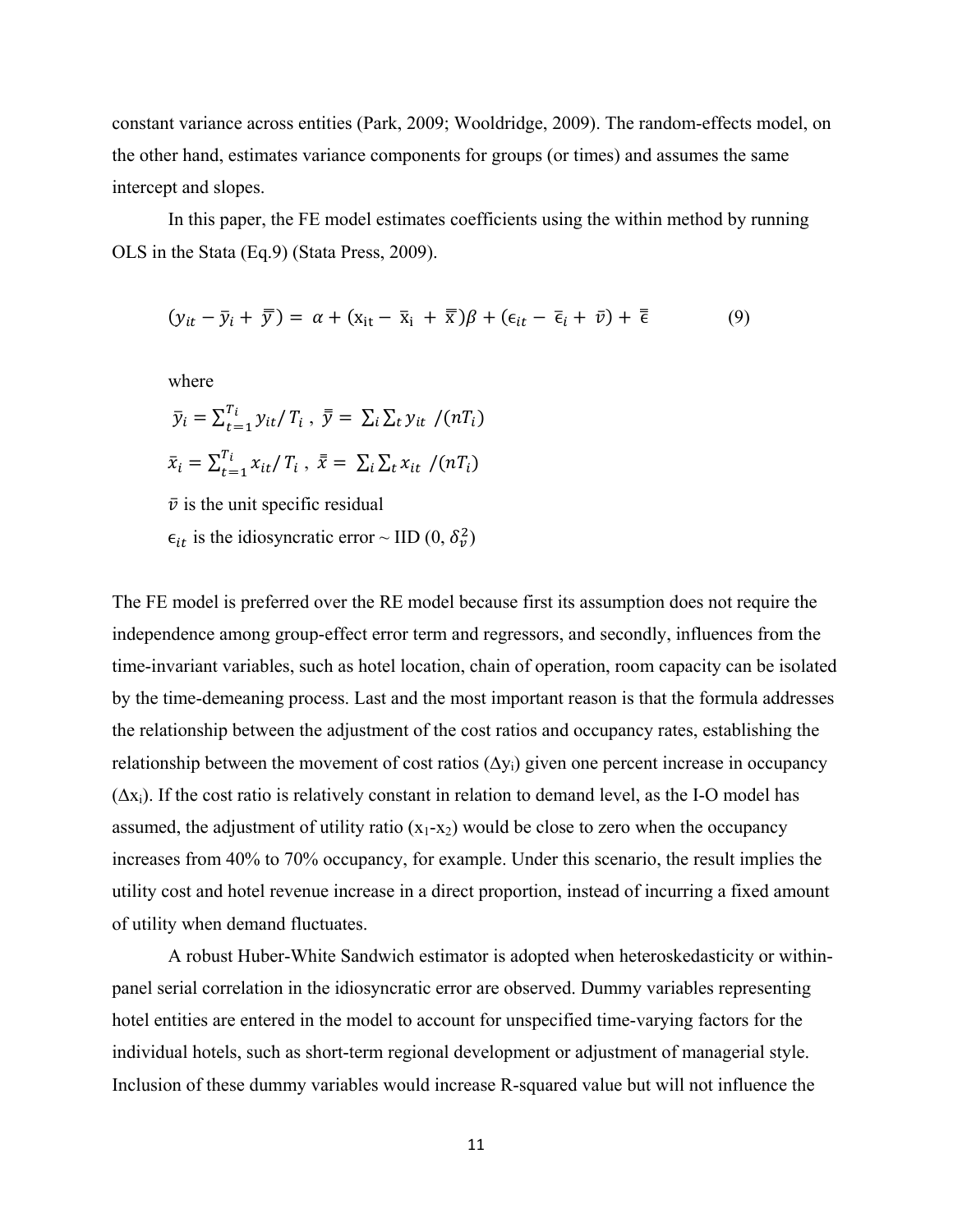constant variance across entities (Park, 2009; Wooldridge, 2009). The random-effects model, on the other hand, estimates variance components for groups (or times) and assumes the same intercept and slopes.

In this paper, the FE model estimates coefficients using the within method by running OLS in the Stata (Eq.9) (Stata Press, 2009).

$$(y_{it} - \bar{y}_i + \bar{\bar{y}}) = \alpha + (x_{it} - \bar{x}_i + \bar{\bar{x}})\beta + (\epsilon_{it} - \bar{\epsilon}_i + \bar{v}) + \bar{\bar{\epsilon}} \tag{9}$$

where

$\bar{y}_i = \sum_{t=1}^{T_i} y_{it}/T_i$ , $\bar{\bar{y}} = \sum_i \sum_t y_{it} \ /(nT_i)$

$\bar{x}_i = \sum_{t=1}^{T_i} x_{it}/T_i$ , $\bar{\bar{x}} = \sum_i \sum_t x_{it} \ /(nT_i)$

$\bar{v}$ is the unit specific residual

$\epsilon_{it}$ is the idiosyncratic error ~ IID (0, $\delta_v^2$)

The FE model is preferred over the RE model because first its assumption does not require the independence among group-effect error term and regressors, and secondly, influences from the time-invariant variables, such as hotel location, chain of operation, room capacity can be isolated by the time-demeaning process. Last and the most important reason is that the formula addresses the relationship between the adjustment of the cost ratios and occupancy rates, establishing the relationship between the movement of cost ratios ($\Delta y_i$) given one percent increase in occupancy ($\Delta x_i$). If the cost ratio is relatively constant in relation to demand level, as the I-O model has assumed, the adjustment of utility ratio ($x_1$-$x_2$) would be close to zero when the occupancy increases from 40% to 70% occupancy, for example. Under this scenario, the result implies the utility cost and hotel revenue increase in a direct proportion, instead of incurring a fixed amount of utility when demand fluctuates.

A robust Huber-White Sandwich estimator is adopted when heteroskedasticity or within-panel serial correlation in the idiosyncratic error are observed. Dummy variables representing hotel entities are entered in the model to account for unspecified time-varying factors for the individual hotels, such as short-term regional development or adjustment of managerial style. Inclusion of these dummy variables would increase R-squared value but will not influence the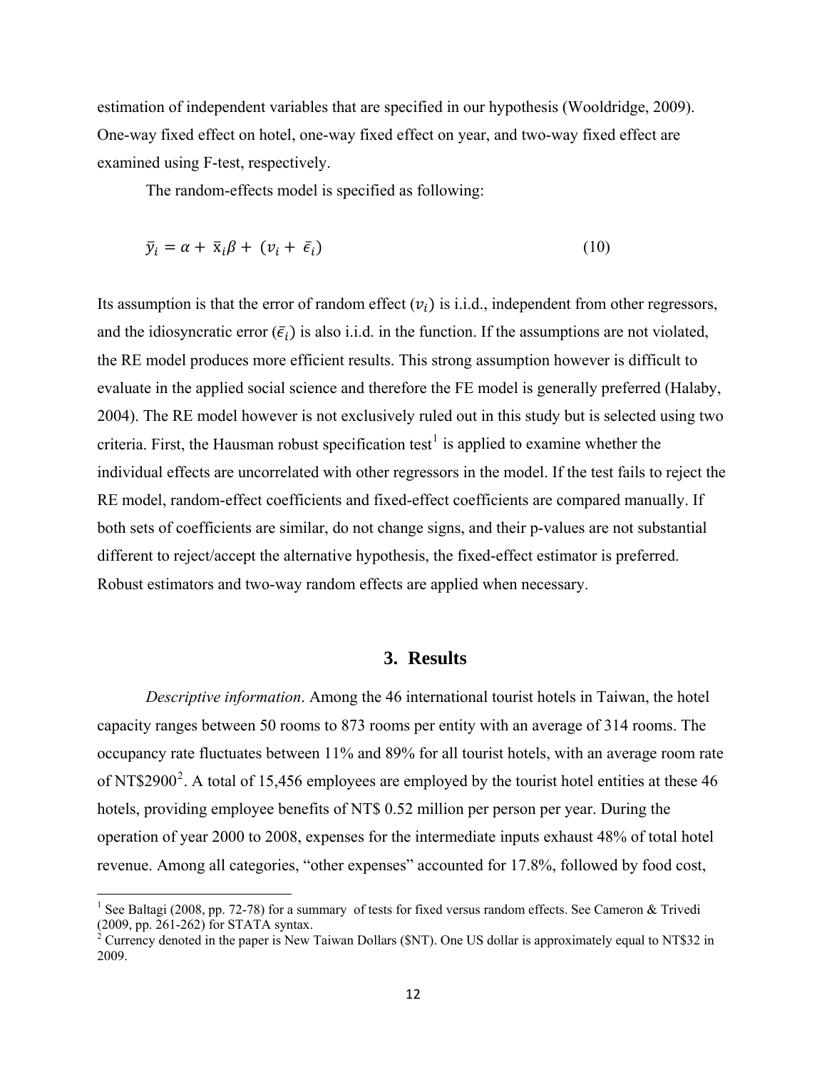estimation of independent variables that are specified in our hypothesis (Wooldridge, 2009). One-way fixed effect on hotel, one-way fixed effect on year, and two-way fixed effect are examined using F-test, respectively.

The random-effects model is specified as following:

$$\bar{y}_i = \alpha + \bar{x}_i\beta + (v_i + \bar{\epsilon}_i) \tag{10}$$

Its assumption is that the error of random effect ($v_i$) is i.i.d., independent from other regressors, and the idiosyncratic error ($\bar{\epsilon}_i$) is also i.i.d. in the function. If the assumptions are not violated, the RE model produces more efficient results. This strong assumption however is difficult to evaluate in the applied social science and therefore the FE model is generally preferred (Halaby, 2004). The RE model however is not exclusively ruled out in this study but is selected using two criteria. First, the Hausman robust specification test[1] is applied to examine whether the individual effects are uncorrelated with other regressors in the model. If the test fails to reject the RE model, random-effect coefficients and fixed-effect coefficients are compared manually. If both sets of coefficients are similar, do not change signs, and their p-values are not substantial different to reject/accept the alternative hypothesis, the fixed-effect estimator is preferred. Robust estimators and two-way random effects are applied when necessary.

## 3. Results

*Descriptive information*. Among the 46 international tourist hotels in Taiwan, the hotel capacity ranges between 50 rooms to 873 rooms per entity with an average of 314 rooms. The occupancy rate fluctuates between 11% and 89% for all tourist hotels, with an average room rate of NT$2900[2]. A total of 15,456 employees are employed by the tourist hotel entities at these 46 hotels, providing employee benefits of NT$ 0.52 million per person per year. During the operation of year 2000 to 2008, expenses for the intermediate inputs exhaust 48% of total hotel revenue. Among all categories, "other expenses" accounted for 17.8%, followed by food cost,

[1] See Baltagi (2008, pp. 72-78) for a summary of tests for fixed versus random effects. See Cameron & Trivedi (2009, pp. 261-262) for STATA syntax.

[2] Currency denoted in the paper is New Taiwan Dollars ($NT). One US dollar is approximately equal to NT$32 in 2009.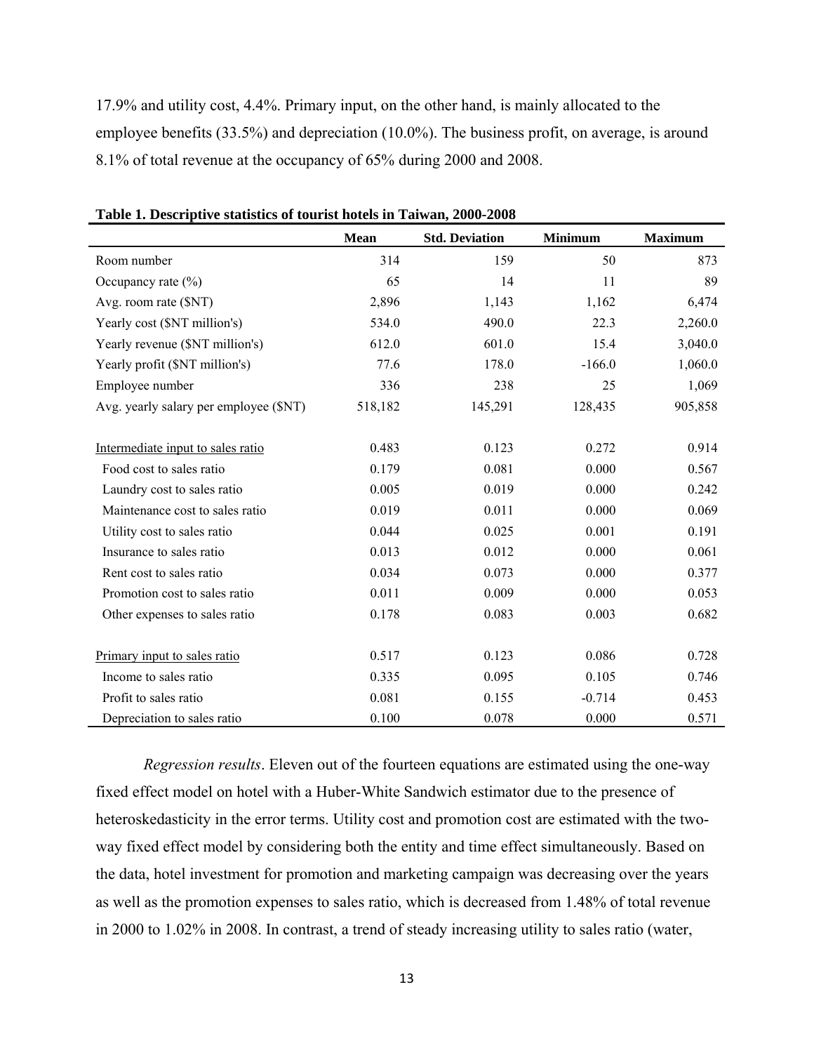17.9% and utility cost, 4.4%. Primary input, on the other hand, is mainly allocated to the employee benefits (33.5%) and depreciation (10.0%). The business profit, on average, is around 8.1% of total revenue at the occupancy of 65% during 2000 and 2008.

**Table 1. Descriptive statistics of tourist hotels in Taiwan, 2000-2008**

| | Mean | Std. Deviation | Minimum | Maximum |
|---|---|---|---|---|
| Room number | 314 | 159 | 50 | 873 |
| Occupancy rate (%) | 65 | 14 | 11 | 89 |
| Avg. room rate ($NT) | 2,896 | 1,143 | 1,162 | 6,474 |
| Yearly cost ($NT million's) | 534.0 | 490.0 | 22.3 | 2,260.0 |
| Yearly revenue ($NT million's) | 612.0 | 601.0 | 15.4 | 3,040.0 |
| Yearly profit ($NT million's) | 77.6 | 178.0 | -166.0 | 1,060.0 |
| Employee number | 336 | 238 | 25 | 1,069 |
| Avg. yearly salary per employee ($NT) | 518,182 | 145,291 | 128,435 | 905,858 |
| | | | | |
| Intermediate input to sales ratio | 0.483 | 0.123 | 0.272 | 0.914 |
| Food cost to sales ratio | 0.179 | 0.081 | 0.000 | 0.567 |
| Laundry cost to sales ratio | 0.005 | 0.019 | 0.000 | 0.242 |
| Maintenance cost to sales ratio | 0.019 | 0.011 | 0.000 | 0.069 |
| Utility cost to sales ratio | 0.044 | 0.025 | 0.001 | 0.191 |
| Insurance to sales ratio | 0.013 | 0.012 | 0.000 | 0.061 |
| Rent cost to sales ratio | 0.034 | 0.073 | 0.000 | 0.377 |
| Promotion cost to sales ratio | 0.011 | 0.009 | 0.000 | 0.053 |
| Other expenses to sales ratio | 0.178 | 0.083 | 0.003 | 0.682 |
| | | | | |
| Primary input to sales ratio | 0.517 | 0.123 | 0.086 | 0.728 |
| Income to sales ratio | 0.335 | 0.095 | 0.105 | 0.746 |
| Profit to sales ratio | 0.081 | 0.155 | -0.714 | 0.453 |
| Depreciation to sales ratio | 0.100 | 0.078 | 0.000 | 0.571 |

*Regression results*. Eleven out of the fourteen equations are estimated using the one-way fixed effect model on hotel with a Huber-White Sandwich estimator due to the presence of heteroskedasticity in the error terms. Utility cost and promotion cost are estimated with the two-way fixed effect model by considering both the entity and time effect simultaneously. Based on the data, hotel investment for promotion and marketing campaign was decreasing over the years as well as the promotion expenses to sales ratio, which is decreased from 1.48% of total revenue in 2000 to 1.02% in 2008. In contrast, a trend of steady increasing utility to sales ratio (water,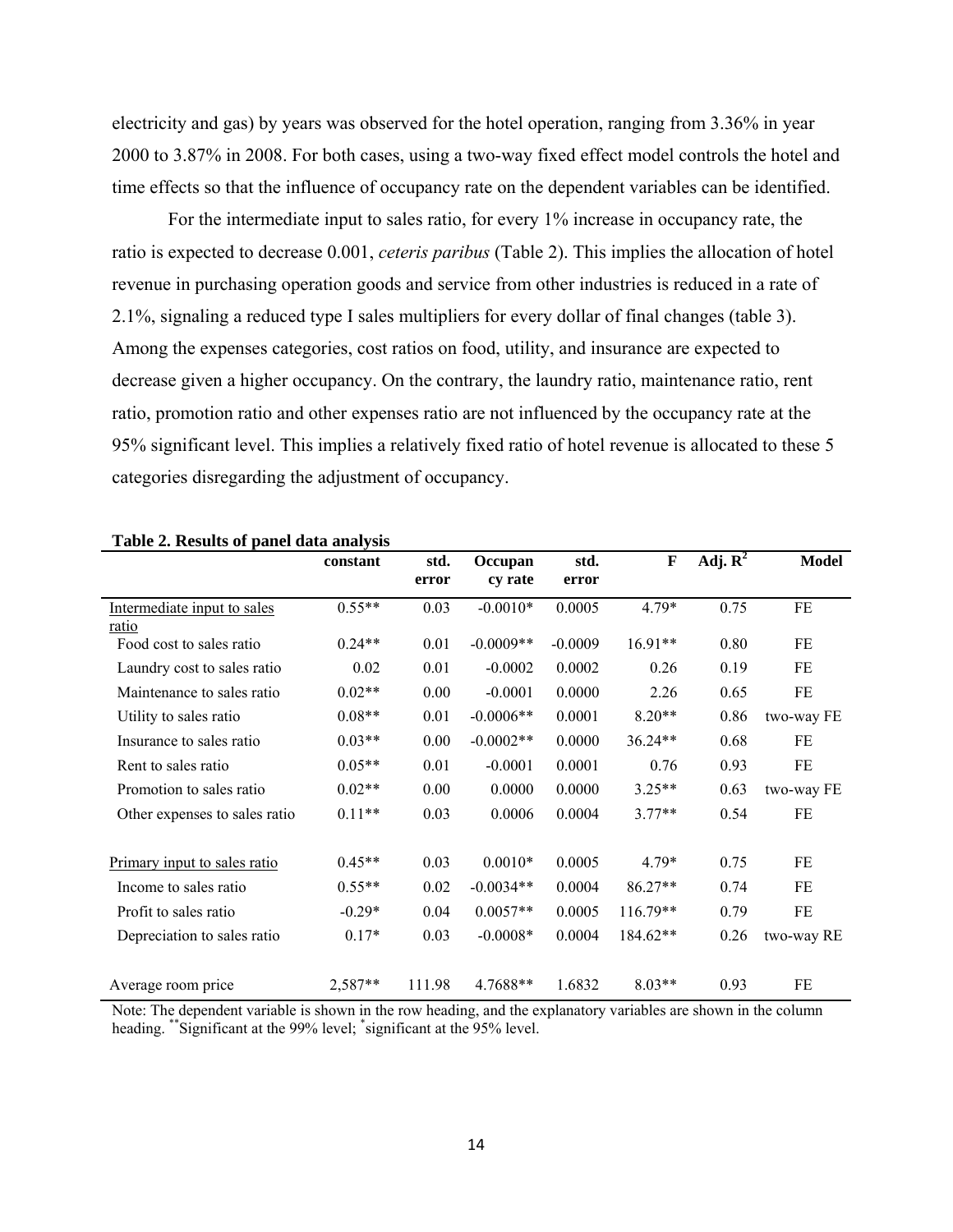electricity and gas) by years was observed for the hotel operation, ranging from 3.36% in year 2000 to 3.87% in 2008. For both cases, using a two-way fixed effect model controls the hotel and time effects so that the influence of occupancy rate on the dependent variables can be identified.

For the intermediate input to sales ratio, for every 1% increase in occupancy rate, the ratio is expected to decrease 0.001, *ceteris paribus* (Table 2). This implies the allocation of hotel revenue in purchasing operation goods and service from other industries is reduced in a rate of 2.1%, signaling a reduced type I sales multipliers for every dollar of final changes (table 3). Among the expenses categories, cost ratios on food, utility, and insurance are expected to decrease given a higher occupancy. On the contrary, the laundry ratio, maintenance ratio, rent ratio, promotion ratio and other expenses ratio are not influenced by the occupancy rate at the 95% significant level. This implies a relatively fixed ratio of hotel revenue is allocated to these 5 categories disregarding the adjustment of occupancy.

**Table 2. Results of panel data analysis**

| | constant | std. error | Occupancy rate | std. error | F | Adj. $R^2$ | Model |
|---|---|---|---|---|---|---|---|
| Intermediate input to sales ratio | 0.55** | 0.03 | -0.0010* | 0.0005 | 4.79* | 0.75 | FE |
| Food cost to sales ratio | 0.24** | 0.01 | -0.0009** | -0.0009 | 16.91** | 0.80 | FE |
| Laundry cost to sales ratio | 0.02 | 0.01 | -0.0002 | 0.0002 | 0.26 | 0.19 | FE |
| Maintenance to sales ratio | 0.02** | 0.00 | -0.0001 | 0.0000 | 2.26 | 0.65 | FE |
| Utility to sales ratio | 0.08** | 0.01 | -0.0006** | 0.0001 | 8.20** | 0.86 | two-way FE |
| Insurance to sales ratio | 0.03** | 0.00 | -0.0002** | 0.0000 | 36.24** | 0.68 | FE |
| Rent to sales ratio | 0.05** | 0.01 | -0.0001 | 0.0001 | 0.76 | 0.93 | FE |
| Promotion to sales ratio | 0.02** | 0.00 | 0.0000 | 0.0000 | 3.25** | 0.63 | two-way FE |
| Other expenses to sales ratio | 0.11** | 0.03 | 0.0006 | 0.0004 | 3.77** | 0.54 | FE |
| | | | | | | | |
| Primary input to sales ratio | 0.45** | 0.03 | 0.0010* | 0.0005 | 4.79* | 0.75 | FE |
| Income to sales ratio | 0.55** | 0.02 | -0.0034** | 0.0004 | 86.27** | 0.74 | FE |
| Profit to sales ratio | -0.29* | 0.04 | 0.0057** | 0.0005 | 116.79** | 0.79 | FE |
| Depreciation to sales ratio | 0.17* | 0.03 | -0.0008* | 0.0004 | 184.62** | 0.26 | two-way RE |
| | | | | | | | |
| Average room price | 2,587** | 111.98 | 4.7688** | 1.6832 | 8.03** | 0.93 | FE |

Note: The dependent variable is shown in the row heading, and the explanatory variables are shown in the column heading. **Significant at the 99% level; *significant at the 95% level.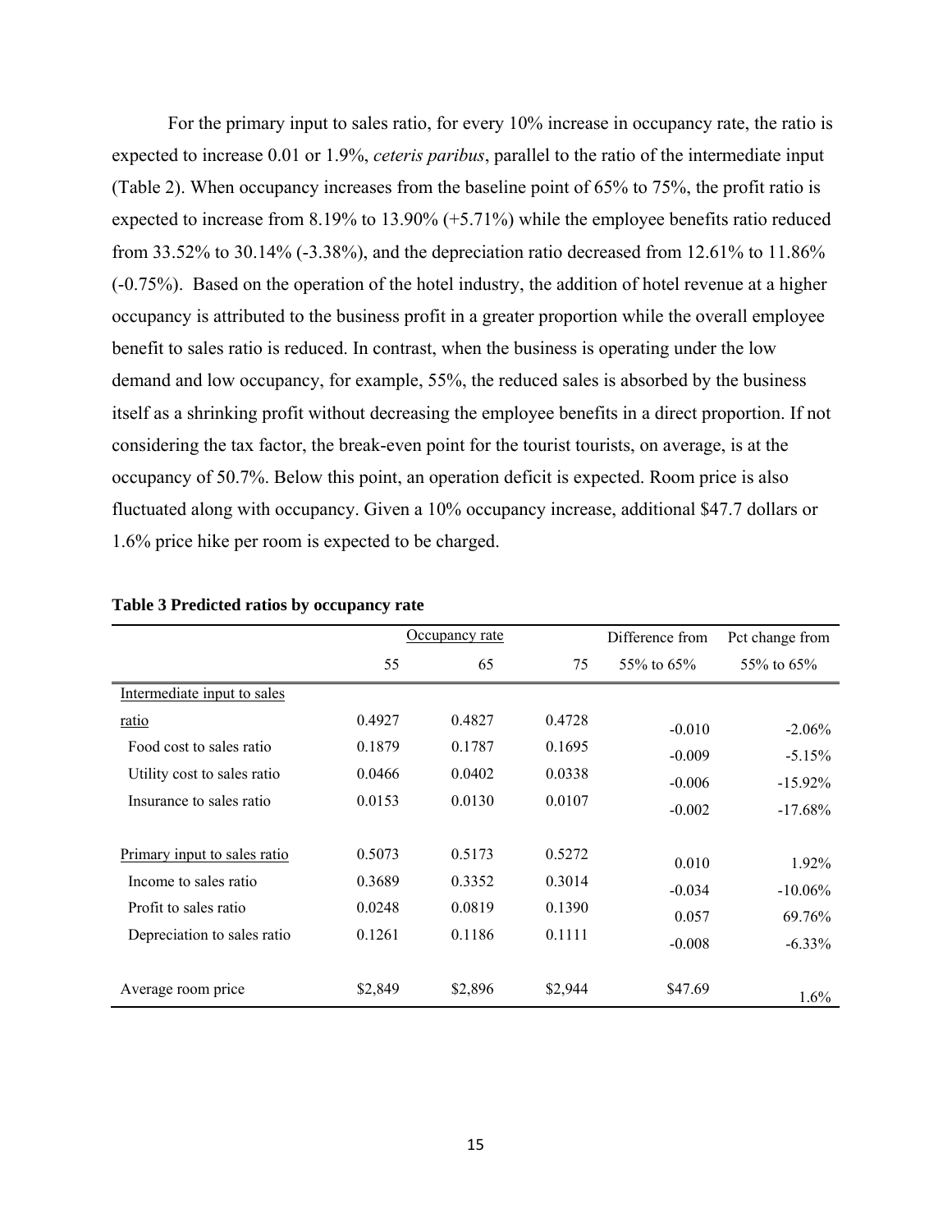For the primary input to sales ratio, for every 10% increase in occupancy rate, the ratio is expected to increase 0.01 or 1.9%, *ceteris paribus*, parallel to the ratio of the intermediate input (Table 2). When occupancy increases from the baseline point of 65% to 75%, the profit ratio is expected to increase from 8.19% to 13.90% (+5.71%) while the employee benefits ratio reduced from 33.52% to 30.14% (-3.38%), and the depreciation ratio decreased from 12.61% to 11.86% (-0.75%). Based on the operation of the hotel industry, the addition of hotel revenue at a higher occupancy is attributed to the business profit in a greater proportion while the overall employee benefit to sales ratio is reduced. In contrast, when the business is operating under the low demand and low occupancy, for example, 55%, the reduced sales is absorbed by the business itself as a shrinking profit without decreasing the employee benefits in a direct proportion. If not considering the tax factor, the break-even point for the tourist tourists, on average, is at the occupancy of 50.7%. Below this point, an operation deficit is expected. Room price is also fluctuated along with occupancy. Given a 10% occupancy increase, additional $47.7 dollars or 1.6% price hike per room is expected to be charged.

**Table 3 Predicted ratios by occupancy rate**

| | Occupancy rate | | | Difference from | Pct change from |
|---|---|---|---|---|---|
| | 55 | 65 | 75 | 55% to 65% | 55% to 65% |
| Intermediate input to sales ratio | 0.4927 | 0.4827 | 0.4728 | -0.010 | -2.06% |
| Food cost to sales ratio | 0.1879 | 0.1787 | 0.1695 | -0.009 | -5.15% |
| Utility cost to sales ratio | 0.0466 | 0.0402 | 0.0338 | -0.006 | -15.92% |
| Insurance to sales ratio | 0.0153 | 0.0130 | 0.0107 | -0.002 | -17.68% |
| Primary input to sales ratio | 0.5073 | 0.5173 | 0.5272 | 0.010 | 1.92% |
| Income to sales ratio | 0.3689 | 0.3352 | 0.3014 | -0.034 | -10.06% |
| Profit to sales ratio | 0.0248 | 0.0819 | 0.1390 | 0.057 | 69.76% |
| Depreciation to sales ratio | 0.1261 | 0.1186 | 0.1111 | -0.008 | -6.33% |
| Average room price | $2,849 | $2,896 | $2,944 | $47.69 | 1.6% |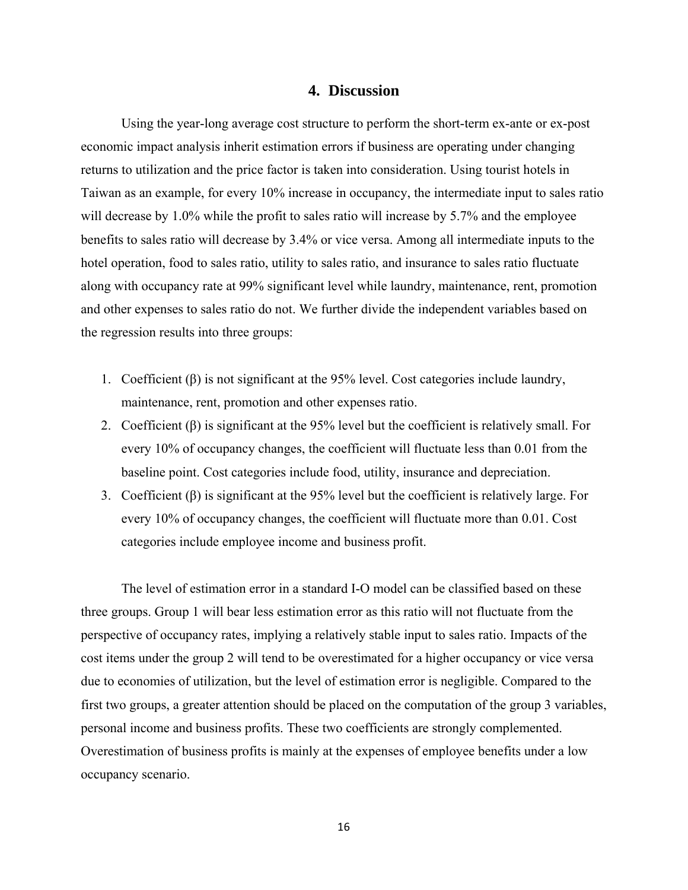## 4. Discussion

Using the year-long average cost structure to perform the short-term ex-ante or ex-post economic impact analysis inherit estimation errors if business are operating under changing returns to utilization and the price factor is taken into consideration. Using tourist hotels in Taiwan as an example, for every 10% increase in occupancy, the intermediate input to sales ratio will decrease by 1.0% while the profit to sales ratio will increase by 5.7% and the employee benefits to sales ratio will decrease by 3.4% or vice versa. Among all intermediate inputs to the hotel operation, food to sales ratio, utility to sales ratio, and insurance to sales ratio fluctuate along with occupancy rate at 99% significant level while laundry, maintenance, rent, promotion and other expenses to sales ratio do not. We further divide the independent variables based on the regression results into three groups:

1. Coefficient (β) is not significant at the 95% level. Cost categories include laundry, maintenance, rent, promotion and other expenses ratio.
2. Coefficient (β) is significant at the 95% level but the coefficient is relatively small. For every 10% of occupancy changes, the coefficient will fluctuate less than 0.01 from the baseline point. Cost categories include food, utility, insurance and depreciation.
3. Coefficient (β) is significant at the 95% level but the coefficient is relatively large. For every 10% of occupancy changes, the coefficient will fluctuate more than 0.01. Cost categories include employee income and business profit.

The level of estimation error in a standard I-O model can be classified based on these three groups. Group 1 will bear less estimation error as this ratio will not fluctuate from the perspective of occupancy rates, implying a relatively stable input to sales ratio. Impacts of the cost items under the group 2 will tend to be overestimated for a higher occupancy or vice versa due to economies of utilization, but the level of estimation error is negligible. Compared to the first two groups, a greater attention should be placed on the computation of the group 3 variables, personal income and business profits. These two coefficients are strongly complemented. Overestimation of business profits is mainly at the expenses of employee benefits under a low occupancy scenario.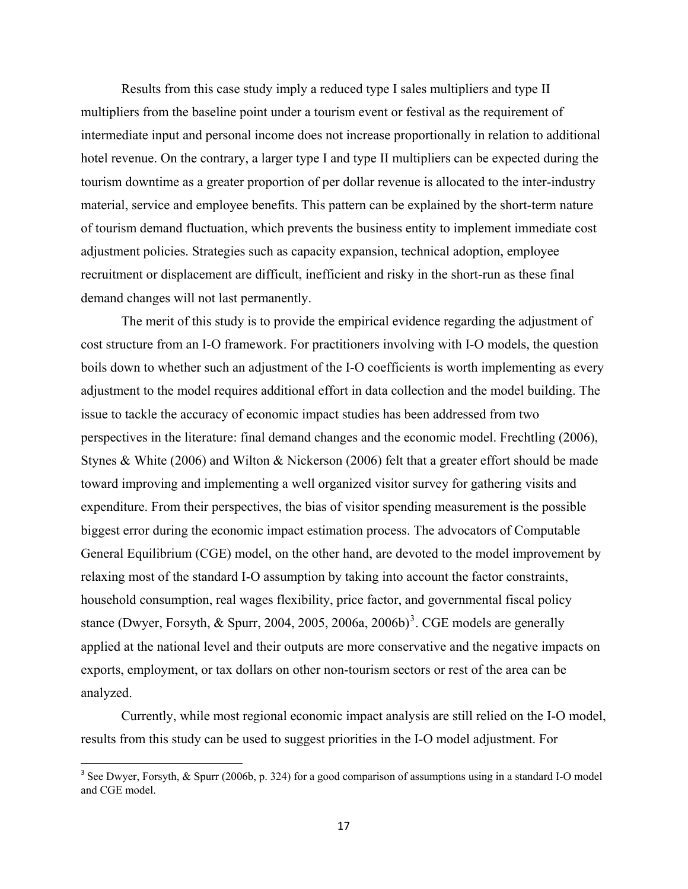Results from this case study imply a reduced type I sales multipliers and type II multipliers from the baseline point under a tourism event or festival as the requirement of intermediate input and personal income does not increase proportionally in relation to additional hotel revenue. On the contrary, a larger type I and type II multipliers can be expected during the tourism downtime as a greater proportion of per dollar revenue is allocated to the inter-industry material, service and employee benefits. This pattern can be explained by the short-term nature of tourism demand fluctuation, which prevents the business entity to implement immediate cost adjustment policies. Strategies such as capacity expansion, technical adoption, employee recruitment or displacement are difficult, inefficient and risky in the short-run as these final demand changes will not last permanently.

The merit of this study is to provide the empirical evidence regarding the adjustment of cost structure from an I-O framework. For practitioners involving with I-O models, the question boils down to whether such an adjustment of the I-O coefficients is worth implementing as every adjustment to the model requires additional effort in data collection and the model building. The issue to tackle the accuracy of economic impact studies has been addressed from two perspectives in the literature: final demand changes and the economic model. Frechtling (2006), Stynes & White (2006) and Wilton & Nickerson (2006) felt that a greater effort should be made toward improving and implementing a well organized visitor survey for gathering visits and expenditure. From their perspectives, the bias of visitor spending measurement is the possible biggest error during the economic impact estimation process. The advocators of Computable General Equilibrium (CGE) model, on the other hand, are devoted to the model improvement by relaxing most of the standard I-O assumption by taking into account the factor constraints, household consumption, real wages flexibility, price factor, and governmental fiscal policy stance (Dwyer, Forsyth, & Spurr, 2004, 2005, 2006a, 2006b)[3]. CGE models are generally applied at the national level and their outputs are more conservative and the negative impacts on exports, employment, or tax dollars on other non-tourism sectors or rest of the area can be analyzed.

Currently, while most regional economic impact analysis are still relied on the I-O model, results from this study can be used to suggest priorities in the I-O model adjustment. For

[3] See Dwyer, Forsyth, & Spurr (2006b, p. 324) for a good comparison of assumptions using in a standard I-O model and CGE model.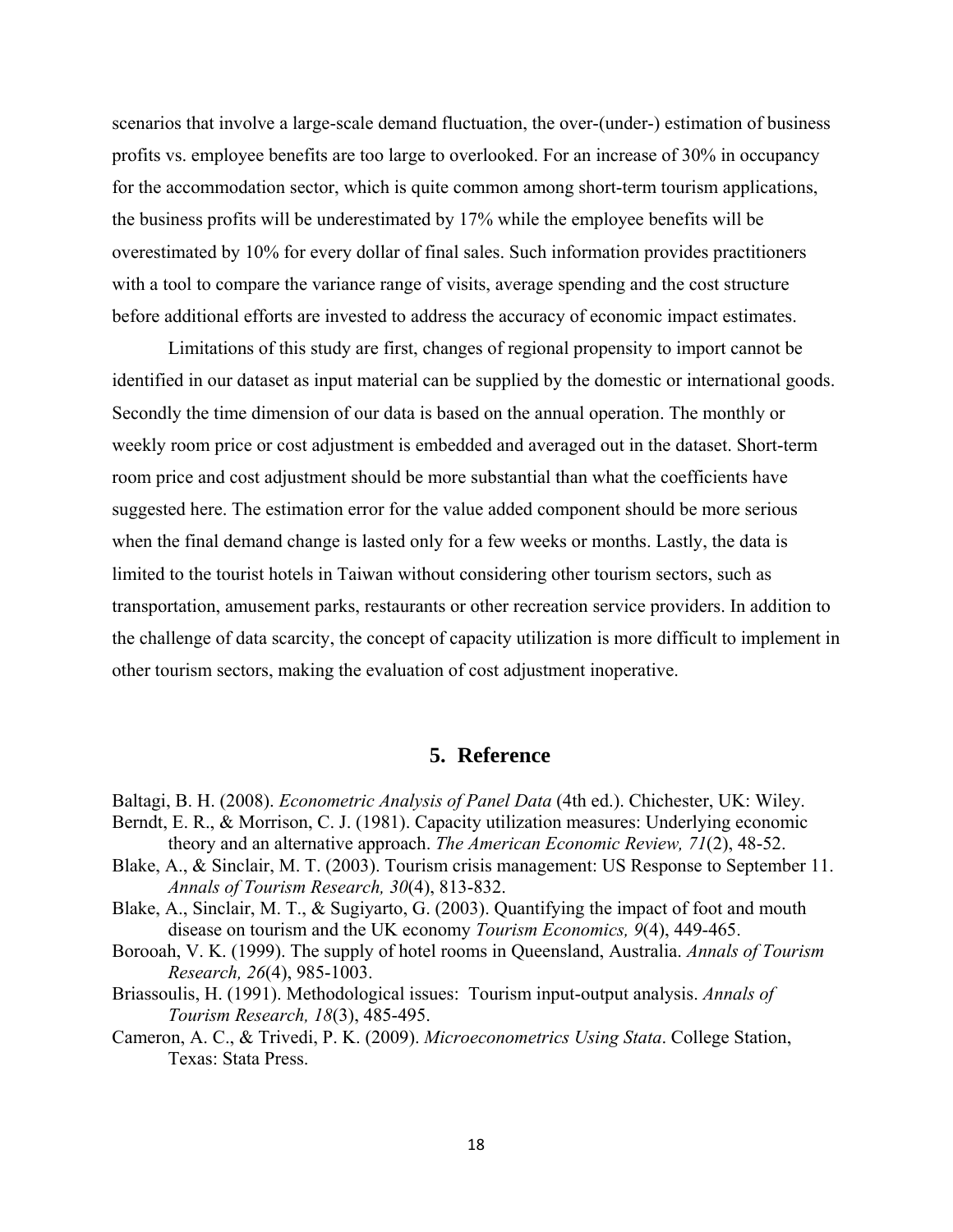scenarios that involve a large-scale demand fluctuation, the over-(under-) estimation of business profits vs. employee benefits are too large to overlooked. For an increase of 30% in occupancy for the accommodation sector, which is quite common among short-term tourism applications, the business profits will be underestimated by 17% while the employee benefits will be overestimated by 10% for every dollar of final sales. Such information provides practitioners with a tool to compare the variance range of visits, average spending and the cost structure before additional efforts are invested to address the accuracy of economic impact estimates.

Limitations of this study are first, changes of regional propensity to import cannot be identified in our dataset as input material can be supplied by the domestic or international goods. Secondly the time dimension of our data is based on the annual operation. The monthly or weekly room price or cost adjustment is embedded and averaged out in the dataset. Short-term room price and cost adjustment should be more substantial than what the coefficients have suggested here. The estimation error for the value added component should be more serious when the final demand change is lasted only for a few weeks or months. Lastly, the data is limited to the tourist hotels in Taiwan without considering other tourism sectors, such as transportation, amusement parks, restaurants or other recreation service providers. In addition to the challenge of data scarcity, the concept of capacity utilization is more difficult to implement in other tourism sectors, making the evaluation of cost adjustment inoperative.

## 5. Reference

Baltagi, B. H. (2008). *Econometric Analysis of Panel Data* (4th ed.). Chichester, UK: Wiley.

Berndt, E. R., & Morrison, C. J. (1981). Capacity utilization measures: Underlying economic theory and an alternative approach. *The American Economic Review, 71*(2), 48-52.

Blake, A., & Sinclair, M. T. (2003). Tourism crisis management: US Response to September 11. *Annals of Tourism Research, 30*(4), 813-832.

Blake, A., Sinclair, M. T., & Sugiyarto, G. (2003). Quantifying the impact of foot and mouth disease on tourism and the UK economy *Tourism Economics, 9*(4), 449-465.

Borooah, V. K. (1999). The supply of hotel rooms in Queensland, Australia. *Annals of Tourism Research, 26*(4), 985-1003.

Briassoulis, H. (1991). Methodological issues: Tourism input-output analysis. *Annals of Tourism Research, 18*(3), 485-495.

Cameron, A. C., & Trivedi, P. K. (2009). *Microeconometrics Using Stata*. College Station, Texas: Stata Press.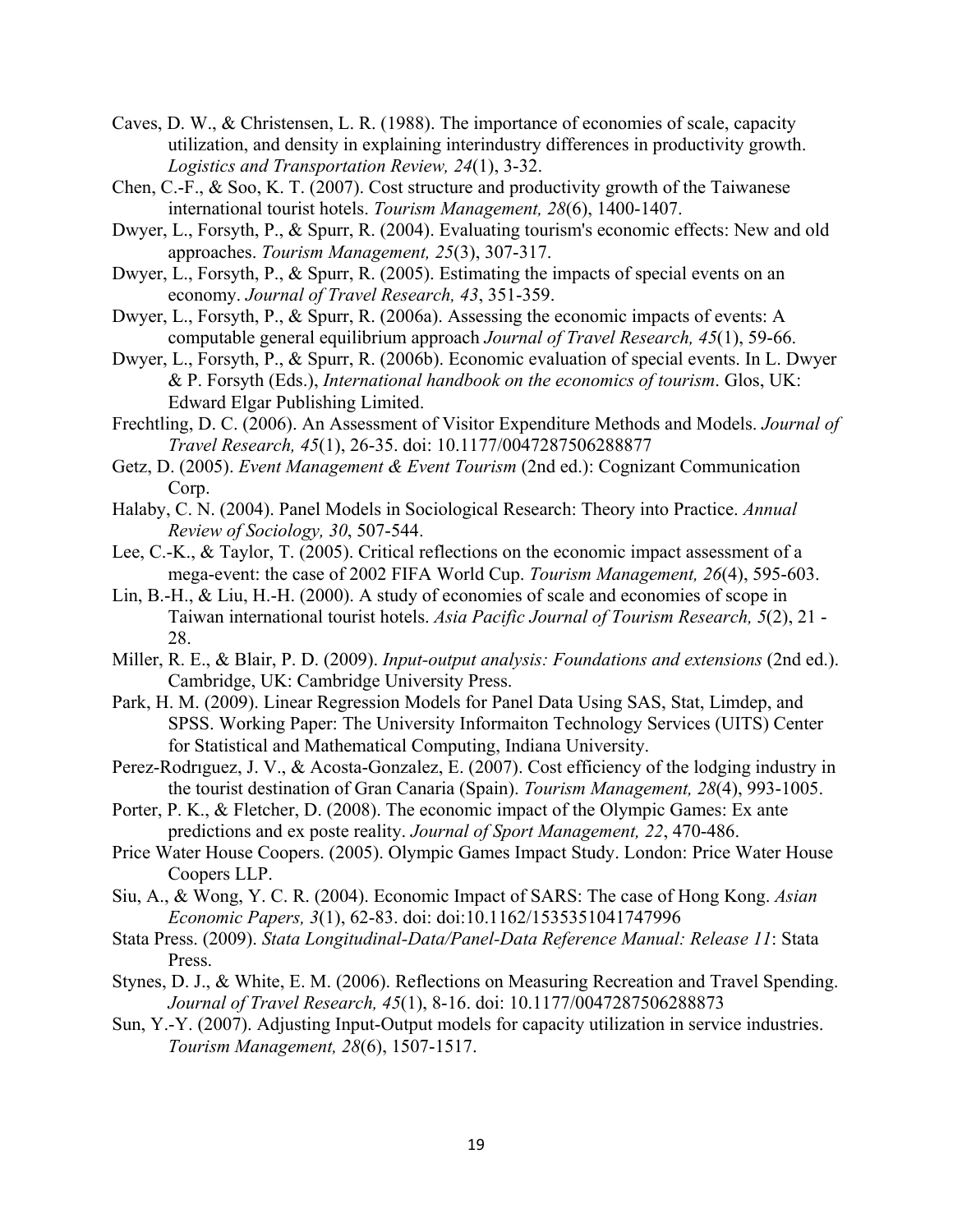Caves, D. W., & Christensen, L. R. (1988). The importance of economies of scale, capacity utilization, and density in explaining interindustry differences in productivity growth. *Logistics and Transportation Review, 24*(1), 3-32.

Chen, C.-F., & Soo, K. T. (2007). Cost structure and productivity growth of the Taiwanese international tourist hotels. *Tourism Management, 28*(6), 1400-1407.

Dwyer, L., Forsyth, P., & Spurr, R. (2004). Evaluating tourism's economic effects: New and old approaches. *Tourism Management, 25*(3), 307-317.

Dwyer, L., Forsyth, P., & Spurr, R. (2005). Estimating the impacts of special events on an economy. *Journal of Travel Research, 43*, 351-359.

Dwyer, L., Forsyth, P., & Spurr, R. (2006a). Assessing the economic impacts of events: A computable general equilibrium approach *Journal of Travel Research, 45*(1), 59-66.

Dwyer, L., Forsyth, P., & Spurr, R. (2006b). Economic evaluation of special events. In L. Dwyer & P. Forsyth (Eds.), *International handbook on the economics of tourism*. Glos, UK: Edward Elgar Publishing Limited.

Frechtling, D. C. (2006). An Assessment of Visitor Expenditure Methods and Models. *Journal of Travel Research, 45*(1), 26-35. doi: 10.1177/0047287506288877

Getz, D. (2005). *Event Management & Event Tourism* (2nd ed.): Cognizant Communication Corp.

Halaby, C. N. (2004). Panel Models in Sociological Research: Theory into Practice. *Annual Review of Sociology, 30*, 507-544.

Lee, C.-K., & Taylor, T. (2005). Critical reflections on the economic impact assessment of a mega-event: the case of 2002 FIFA World Cup. *Tourism Management, 26*(4), 595-603.

Lin, B.-H., & Liu, H.-H. (2000). A study of economies of scale and economies of scope in Taiwan international tourist hotels. *Asia Pacific Journal of Tourism Research, 5*(2), 21 - 28.

Miller, R. E., & Blair, P. D. (2009). *Input-output analysis: Foundations and extensions* (2nd ed.). Cambridge, UK: Cambridge University Press.

Park, H. M. (2009). Linear Regression Models for Panel Data Using SAS, Stat, Limdep, and SPSS. Working Paper: The University Informaiton Technology Services (UITS) Center for Statistical and Mathematical Computing, Indiana University.

Perez-Rodrıguez, J. V., & Acosta-Gonzalez, E. (2007). Cost efficiency of the lodging industry in the tourist destination of Gran Canaria (Spain). *Tourism Management, 28*(4), 993-1005.

Porter, P. K., & Fletcher, D. (2008). The economic impact of the Olympic Games: Ex ante predictions and ex poste reality. *Journal of Sport Management, 22*, 470-486.

Price Water House Coopers. (2005). Olympic Games Impact Study. London: Price Water House Coopers LLP.

Siu, A., & Wong, Y. C. R. (2004). Economic Impact of SARS: The case of Hong Kong. *Asian Economic Papers, 3*(1), 62-83. doi: doi:10.1162/1535351041747996

Stata Press. (2009). *Stata Longitudinal-Data/Panel-Data Reference Manual: Release 11*: Stata Press.

Stynes, D. J., & White, E. M. (2006). Reflections on Measuring Recreation and Travel Spending. *Journal of Travel Research, 45*(1), 8-16. doi: 10.1177/0047287506288873

Sun, Y.-Y. (2007). Adjusting Input-Output models for capacity utilization in service industries. *Tourism Management, 28*(6), 1507-1517.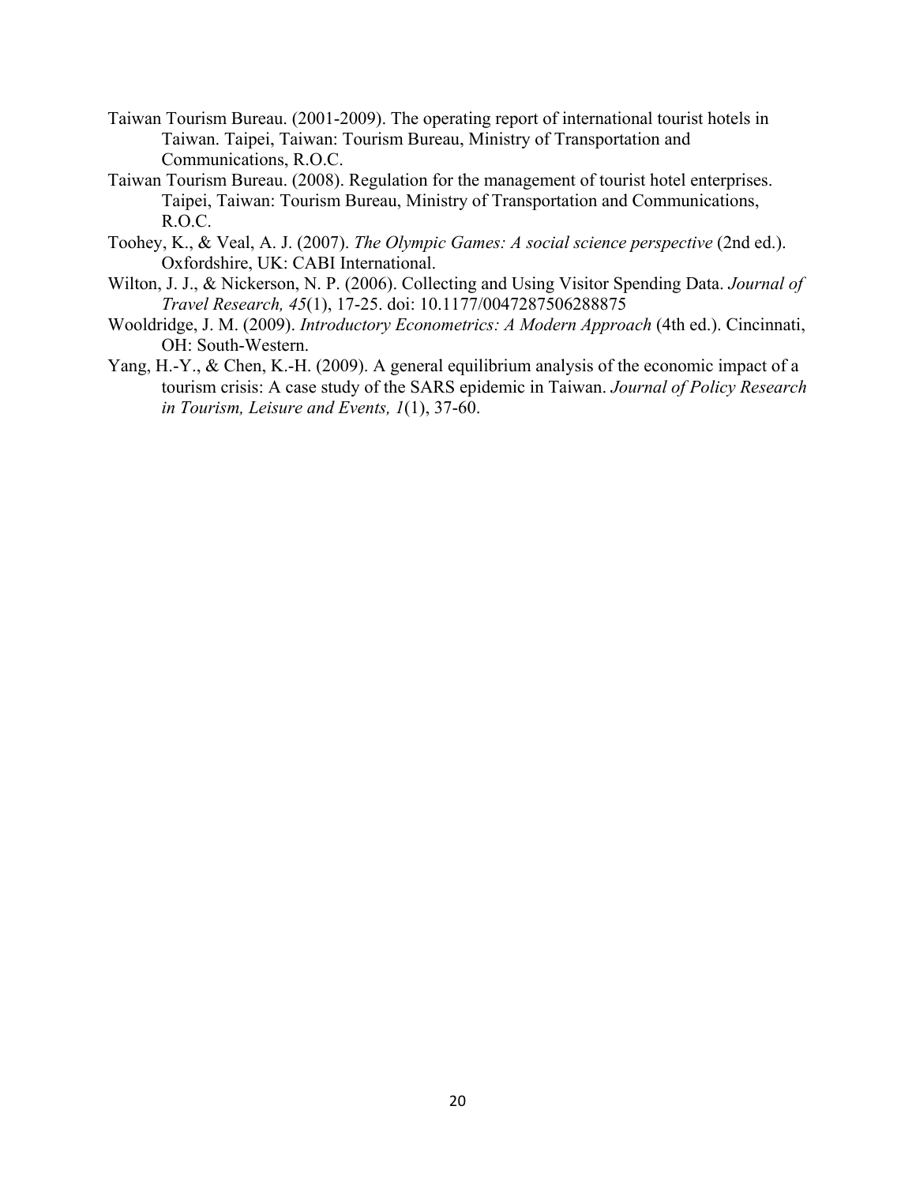Taiwan Tourism Bureau. (2001-2009). The operating report of international tourist hotels in Taiwan. Taipei, Taiwan: Tourism Bureau, Ministry of Transportation and Communications, R.O.C.

Taiwan Tourism Bureau. (2008). Regulation for the management of tourist hotel enterprises. Taipei, Taiwan: Tourism Bureau, Ministry of Transportation and Communications, R.O.C.

Toohey, K., & Veal, A. J. (2007). *The Olympic Games: A social science perspective* (2nd ed.). Oxfordshire, UK: CABI International.

Wilton, J. J., & Nickerson, N. P. (2006). Collecting and Using Visitor Spending Data. *Journal of Travel Research, 45*(1), 17-25. doi: 10.1177/0047287506288875

Wooldridge, J. M. (2009). *Introductory Econometrics: A Modern Approach* (4th ed.). Cincinnati, OH: South-Western.

Yang, H.-Y., & Chen, K.-H. (2009). A general equilibrium analysis of the economic impact of a tourism crisis: A case study of the SARS epidemic in Taiwan. *Journal of Policy Research in Tourism, Leisure and Events, 1*(1), 37-60.